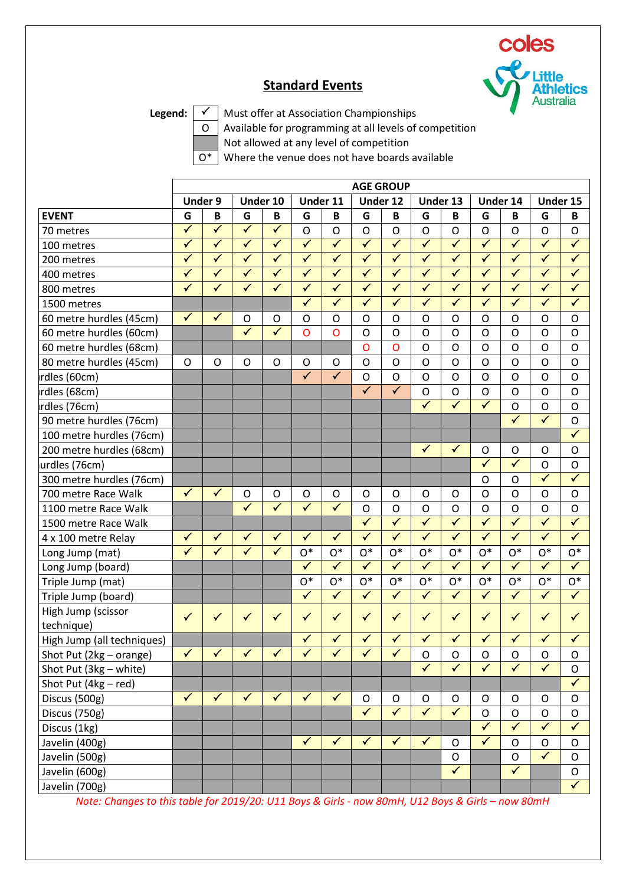## Standard Events

**Legend:**

| Symbol | Meaning |
|---|---|
| ✓ | Must offer at Association Championships |
| O | Available for programming at all levels of competition |
| (grey) | Not allowed at any level of competition |
| O* | Where the venue does not have boards available |

| EVENT | Under 9 G | Under 9 B | Under 10 G | Under 10 B | Under 11 G | Under 11 B | Under 12 G | Under 12 B | Under 13 G | Under 13 B | Under 14 G | Under 14 B | Under 15 G | Under 15 B |
|---|---|---|---|---|---|---|---|---|---|---|---|---|---|---|
| 70 metres | ✓ | ✓ | ✓ | ✓ | O | O | O | O | O | O | O | O | O | O |
| 100 metres | ✓ | ✓ | ✓ | ✓ | ✓ | ✓ | ✓ | ✓ | ✓ | ✓ | ✓ | ✓ | ✓ | ✓ |
| 200 metres | ✓ | ✓ | ✓ | ✓ | ✓ | ✓ | ✓ | ✓ | ✓ | ✓ | ✓ | ✓ | ✓ | ✓ |
| 400 metres | ✓ | ✓ | ✓ | ✓ | ✓ | ✓ | ✓ | ✓ | ✓ | ✓ | ✓ | ✓ | ✓ | ✓ |
| 800 metres | ✓ | ✓ | ✓ | ✓ | ✓ | ✓ | ✓ | ✓ | ✓ | ✓ | ✓ | ✓ | ✓ | ✓ |
| 1500 metres | | | | | ✓ | ✓ | ✓ | ✓ | ✓ | ✓ | ✓ | ✓ | ✓ | ✓ |
| 60 metre hurdles (45cm) | ✓ | ✓ | O | O | O | O | O | O | O | O | O | O | O | O |
| 60 metre hurdles (60cm) | | | ✓ | ✓ | O | O | O | O | O | O | O | O | O | O |
| 60 metre hurdles (68cm) | | | | | | | O | O | O | O | O | O | O | O |
| 80 metre hurdles (45cm) | O | O | O | O | O | O | O | O | O | O | O | O | O | O |
| rdles (60cm) | | | | | ✓ | ✓ | O | O | O | O | O | O | O | O |
| rdles (68cm) | | | | | | | ✓ | ✓ | O | O | O | O | O | O |
| rdles (76cm) | | | | | | | | | ✓ | ✓ | ✓ | O | O | O |
| 90 metre hurdles (76cm) | | | | | | | | | | | | ✓ | ✓ | O |
| 100 metre hurdles (76cm) | | | | | | | | | | | | | | ✓ |
| 200 metre hurdles (68cm) | | | | | | | | | ✓ | ✓ | O | O | O | O |
| urdles (76cm) | | | | | | | | | | | ✓ | ✓ | O | O |
| 300 metre hurdles (76cm) | | | | | | | | | | | O | O | ✓ | ✓ |
| 700 metre Race Walk | ✓ | ✓ | O | O | O | O | O | O | O | O | O | O | O | O |
| 1100 metre Race Walk | | | ✓ | ✓ | ✓ | ✓ | O | O | O | O | O | O | O | O |
| 1500 metre Race Walk | | | | | | | ✓ | ✓ | ✓ | ✓ | ✓ | ✓ | ✓ | ✓ |
| 4 x 100 metre Relay | ✓ | ✓ | ✓ | ✓ | ✓ | ✓ | ✓ | ✓ | ✓ | ✓ | ✓ | ✓ | ✓ | ✓ |
| Long Jump (mat) | ✓ | ✓ | ✓ | ✓ | O* | O* | O* | O* | O* | O* | O* | O* | O* | O* |
| Long Jump (board) | | | | | ✓ | ✓ | ✓ | ✓ | ✓ | ✓ | ✓ | ✓ | ✓ | ✓ |
| Triple Jump (mat) | | | | | O* | O* | O* | O* | O* | O* | O* | O* | O* | O* |
| Triple Jump (board) | | | | | ✓ | ✓ | ✓ | ✓ | ✓ | ✓ | ✓ | ✓ | ✓ | ✓ |
| High Jump (scissor technique) | ✓ | ✓ | ✓ | ✓ | ✓ | ✓ | ✓ | ✓ | ✓ | ✓ | ✓ | ✓ | ✓ | ✓ |
| High Jump (all techniques) | | | | | ✓ | ✓ | ✓ | ✓ | ✓ | ✓ | ✓ | ✓ | ✓ | ✓ |
| Shot Put (2kg – orange) | ✓ | ✓ | ✓ | ✓ | ✓ | ✓ | ✓ | ✓ | O | O | O | O | O | O |
| Shot Put (3kg – white) | | | | | | | | | ✓ | ✓ | ✓ | ✓ | ✓ | O |
| Shot Put (4kg – red) | | | | | | | | | | | | | | ✓ |
| Discus (500g) | ✓ | ✓ | ✓ | ✓ | ✓ | ✓ | O | O | O | O | O | O | O | O |
| Discus (750g) | | | | | | | ✓ | ✓ | ✓ | ✓ | O | O | O | O |
| Discus (1kg) | | | | | | | | | | | ✓ | ✓ | ✓ | ✓ |
| Javelin (400g) | | | | | ✓ | ✓ | ✓ | ✓ | ✓ | O | ✓ | O | O | O |
| Javelin (500g) | | | | | | | | | | O | | O | ✓ | O |
| Javelin (600g) | | | | | | | | | | ✓ | | ✓ | | O |
| Javelin (700g) | | | | | | | | | | | | | | ✓ |

*Note: Changes to this table for 2019/20: U11 Boys & Girls - now 80mH, U12 Boys & Girls – now 80mH*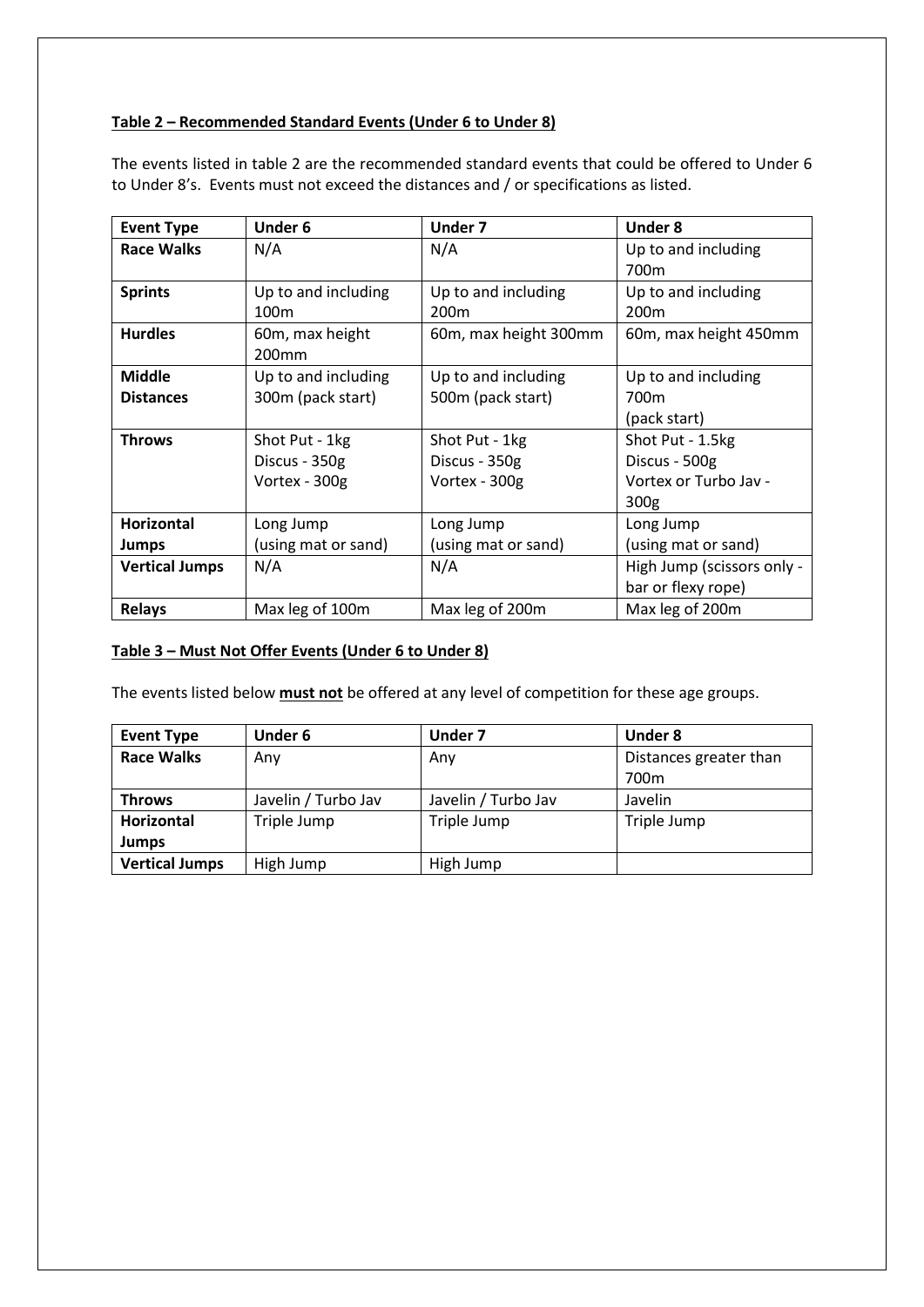**Table 2 – Recommended Standard Events (Under 6 to Under 8)**

The events listed in table 2 are the recommended standard events that could be offered to Under 6 to Under 8's. Events must not exceed the distances and / or specifications as listed.

| Event Type | Under 6 | Under 7 | Under 8 |
|---|---|---|---|
| **Race Walks** | N/A | N/A | Up to and including 700m |
| **Sprints** | Up to and including 100m | Up to and including 200m | Up to and including 200m |
| **Hurdles** | 60m, max height 200mm | 60m, max height 300mm | 60m, max height 450mm |
| **Middle Distances** | Up to and including 300m (pack start) | Up to and including 500m (pack start) | Up to and including 700m (pack start) |
| **Throws** | Shot Put - 1kg<br>Discus - 350g<br>Vortex - 300g | Shot Put - 1kg<br>Discus - 350g<br>Vortex - 300g | Shot Put - 1.5kg<br>Discus - 500g<br>Vortex or Turbo Jav - 300g |
| **Horizontal Jumps** | Long Jump (using mat or sand) | Long Jump (using mat or sand) | Long Jump (using mat or sand) |
| **Vertical Jumps** | N/A | N/A | High Jump (scissors only - bar or flexy rope) |
| **Relays** | Max leg of 100m | Max leg of 200m | Max leg of 200m |

**Table 3 – Must Not Offer Events (Under 6 to Under 8)**

The events listed below **must not** be offered at any level of competition for these age groups.

| Event Type | Under 6 | Under 7 | Under 8 |
|---|---|---|---|
| **Race Walks** | Any | Any | Distances greater than 700m |
| **Throws** | Javelin / Turbo Jav | Javelin / Turbo Jav | Javelin |
| **Horizontal Jumps** | Triple Jump | Triple Jump | Triple Jump |
| **Vertical Jumps** | High Jump | High Jump | |